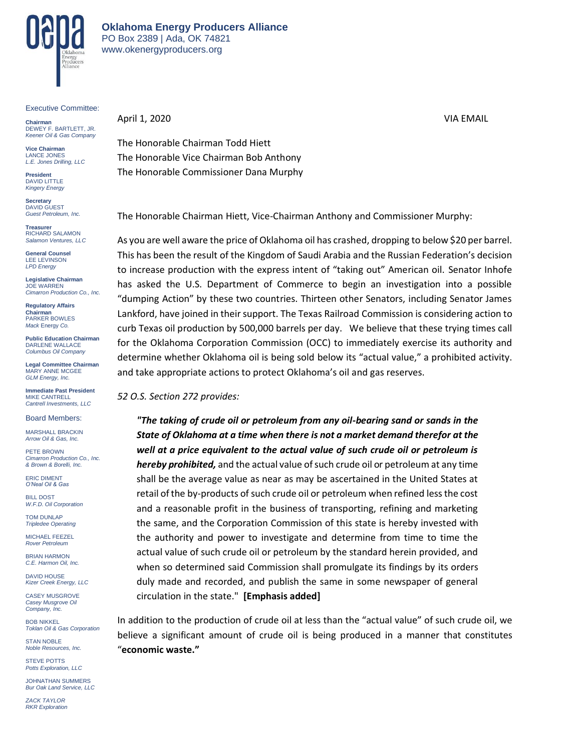**Oklahoma Energy Producers Alliance**
PO Box 2389 | Ada, OK 74821
www.okenergyproducers.org

Executive Committee:

**Chairman**
DEWEY F. BARTLETT, JR.
*Keener Oil & Gas Company*

**Vice Chairman**
LANCE JONES
*L.E. Jones Drilling, LLC*

**President**
DAVID LITTLE
*Kingery Energy*

**Secretary**
DAVID GUEST
*Guest Petroleum, Inc.*

**Treasurer**
RICHARD SALAMON
*Salamon Ventures, LLC*

**General Counsel**
LEE LEVINSON
*LPD Energy*

**Legislative Chairman**
JOE WARREN
*Cimarron Production Co., Inc.*

**Regulatory Affairs Chairman**
PARKER BOWLES
*Mack Energy Co.*

**Public Education Chairman**
DARLENE WALLACE
*Columbus Oil Company*

**Legal Committee Chairman**
MARY ANNE MCGEE
*GLM Energy, Inc.*

**Immediate Past President**
MIKE CANTRELL
*Cantrell Investments, LLC*

Board Members:

MARSHALL BRACKIN
*Arrow Oil & Gas, Inc.*

PETE BROWN
*Cimarron Production Co., Inc. & Brown & Borelli, Inc.*

ERIC DIMENT
*O'Neal Oil & Gas*

BILL DOST
*W.F.D. Oil Corporation*

TOM DUNLAP
*Tripledee Operating*

MICHAEL FEEZEL
*Rover Petroleum*

BRIAN HARMON
*C.E. Harmon Oil, Inc.*

DAVID HOUSE
*Kizer Creek Energy, LLC*

CASEY MUSGROVE
*Casey Musgrove Oil Company, Inc.*

BOB NIKKEL
*Toklan Oil & Gas Corporation*

STAN NOBLE
*Noble Resources, Inc.*

STEVE POTTS
*Potts Exploration, LLC*

JOHNATHAN SUMMERS
*Bur Oak Land Service, LLC*

*ZACK TAYLOR*
*RKR Exploration*

---

April 1, 2020 VIA EMAIL

The Honorable Chairman Todd Hiett
The Honorable Vice Chairman Bob Anthony
The Honorable Commissioner Dana Murphy

The Honorable Chairman Hiett, Vice-Chairman Anthony and Commissioner Murphy:

As you are well aware the price of Oklahoma oil has crashed, dropping to below $20 per barrel. This has been the result of the Kingdom of Saudi Arabia and the Russian Federation's decision to increase production with the express intent of "taking out" American oil. Senator Inhofe has asked the U.S. Department of Commerce to begin an investigation into a possible "dumping Action" by these two countries. Thirteen other Senators, including Senator James Lankford, have joined in their support. The Texas Railroad Commission is considering action to curb Texas oil production by 500,000 barrels per day. We believe that these trying times call for the Oklahoma Corporation Commission (OCC) to immediately exercise its authority and determine whether Oklahoma oil is being sold below its "actual value," a prohibited activity. and take appropriate actions to protect Oklahoma's oil and gas reserves.

*52 O.S. Section 272 provides:*

> ***"The taking of crude oil or petroleum from any oil-bearing sand or sands in the State of Oklahoma at a time when there is not a market demand therefor at the well at a price equivalent to the actual value of such crude oil or petroleum is hereby prohibited,*** and the actual value of such crude oil or petroleum at any time shall be the average value as near as may be ascertained in the United States at retail of the by-products of such crude oil or petroleum when refined less the cost and a reasonable profit in the business of transporting, refining and marketing the same, and the Corporation Commission of this state is hereby invested with the authority and power to investigate and determine from time to time the actual value of such crude oil or petroleum by the standard herein provided, and when so determined said Commission shall promulgate its findings by its orders duly made and recorded, and publish the same in some newspaper of general circulation in the state." **[Emphasis added]**

In addition to the production of crude oil at less than the "actual" of such crude oil, we believe a significant amount of crude oil is being produced in a manner that constitutes "**economic waste."**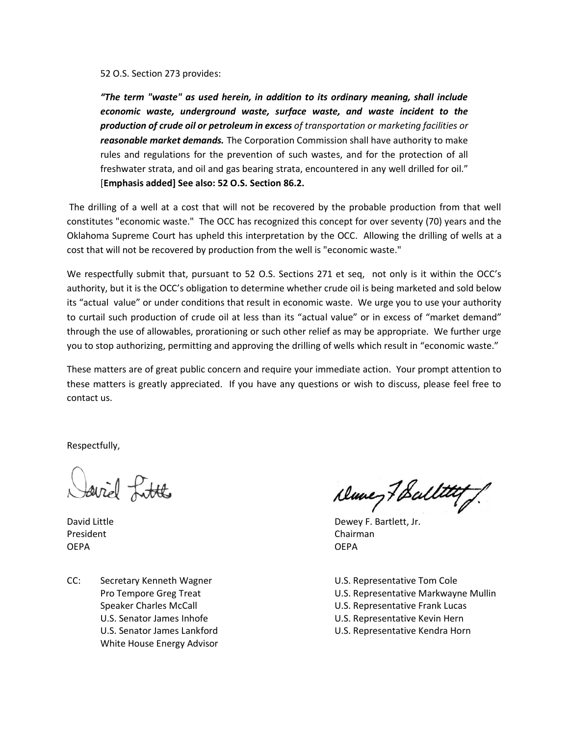52 O.S. Section 273 provides:

***"The term "waste" as used herein, in addition to its ordinary meaning, shall include economic waste, underground waste, surface waste, and waste incident to the production of crude oil or petroleum in excess*** *of transportation or marketing facilities or* ***reasonable market demands.*** The Corporation Commission shall have authority to make rules and regulations for the prevention of such wastes, and for the protection of all freshwater strata, and oil and gas bearing strata, encountered in any well drilled for oil." [**Emphasis added] See also: 52 O.S. Section 86.2.**

The drilling of a well at a cost that will not be recovered by the probable production from that well constitutes "economic waste." The OCC has recognized this concept for over seventy (70) years and the Oklahoma Supreme Court has upheld this interpretation by the OCC. Allowing the drilling of wells at a cost that will not be recovered by production from the well is "economic waste."

We respectfully submit that, pursuant to 52 O.S. Sections 271 et seq, not only is it within the OCC's authority, but it is the OCC's obligation to determine whether crude oil is being marketed and sold below its "actual value" or under conditions that result in economic waste. We urge you to use your authority to curtail such production of crude oil at less than its "actual value" or in excess of "market demand" through the use of allowables, prorationing or such other relief as may be appropriate. We further urge you to stop authorizing, permitting and approving the drilling of wells which result in "economic waste."

These matters are of great public concern and require your immediate action. Your prompt attention to these matters is greatly appreciated. If you have any questions or wish to discuss, please feel free to contact us.

Respectfully,

David Little
President
OEPA

Dewey F. Bartlett, Jr.
Chairman
OEPA

CC:
Secretary Kenneth Wagner
Pro Tempore Greg Treat
Speaker Charles McCall
U.S. Senator James Inhofe
U.S. Senator James Lankford
White House Energy Advisor
U.S. Representative Tom Cole
U.S. Representative Markwayne Mullin
U.S. Representative Frank Lucas
U.S. Representative Kevin Hern
U.S. Representative Kendra Horn